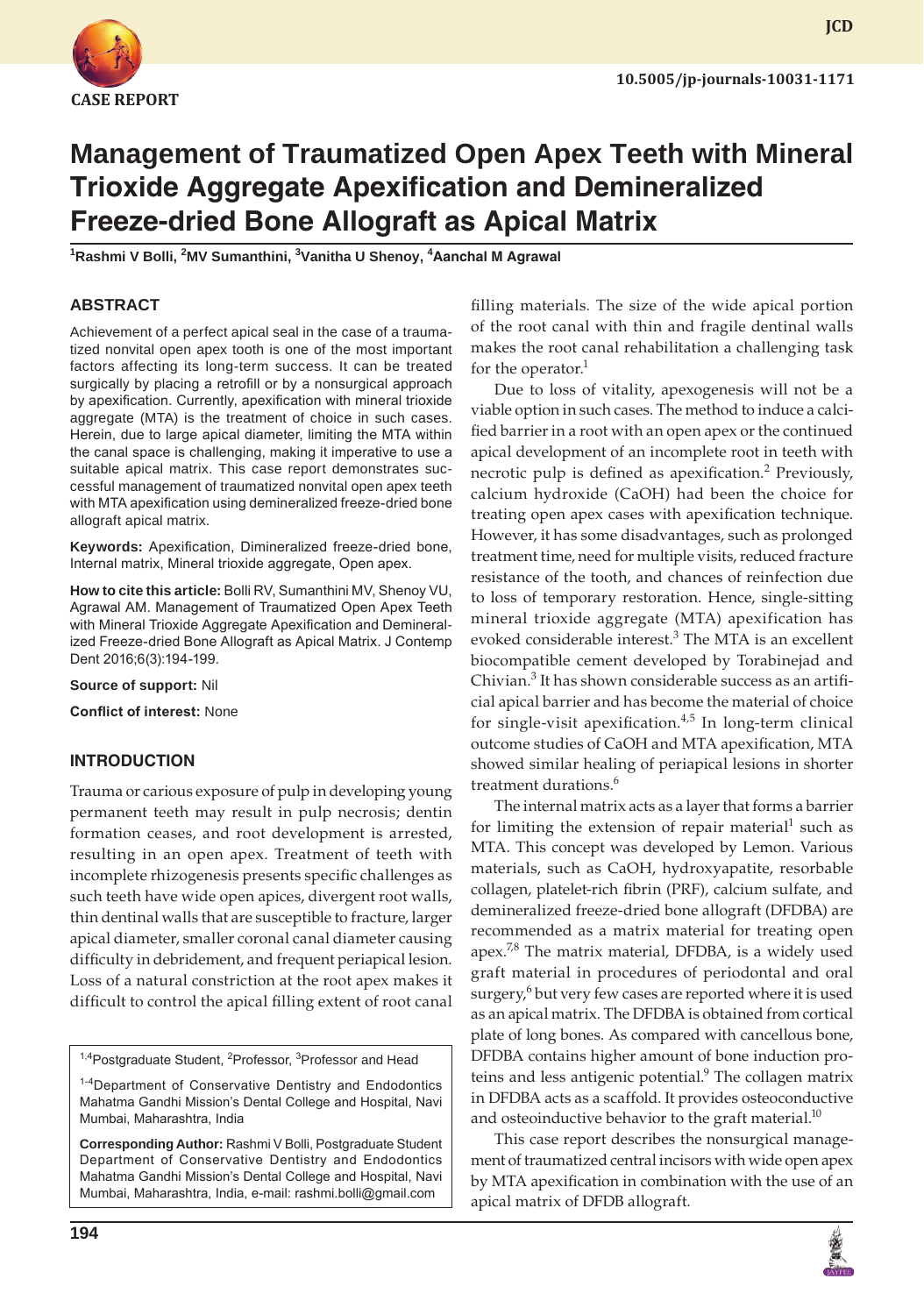CASE REPORT

10.5005/jp-journals-10031-1171

# Management of Traumatized Open Apex Teeth with Mineral Trioxide Aggregate Apexification and Demineralized Freeze-dried Bone Allograft as Apical Matrix

[1]Rashmi V Bolli, [2]MV Sumanthini, [3]Vanitha U Shenoy, [4]Aanchal M Agrawal

## ABSTRACT

Achievement of a perfect apical seal in the case of a traumatized nonvital open apex tooth is one of the most important factors affecting its long-term success. It can be treated surgically by placing a retrofill or by a nonsurgical approach by apexification. Currently, apexification with mineral trioxide aggregate (MTA) is the treatment of choice in such cases. Herein, due to large apical diameter, limiting the MTA within the canal space is challenging, making it imperative to use a suitable apical matrix. This case report demonstrates successful management of traumatized nonvital open apex teeth with MTA apexification using demineralized freeze-dried bone allograft apical matrix.

**Keywords:** Apexification, Dimineralized freeze-dried bone, Internal matrix, Mineral trioxide aggregate, Open apex.

**How to cite this article:** Bolli RV, Sumanthini MV, Shenoy VU, Agrawal AM. Management of Traumatized Open Apex Teeth with Mineral Trioxide Aggregate Apexification and Demineralized Freeze-dried Bone Allograft as Apical Matrix. J Contemp Dent 2016;6(3):194-199.

**Source of support:** Nil

**Conflict of interest:** None

## INTRODUCTION

Trauma or carious exposure of pulp in developing young permanent teeth may result in pulp necrosis; dentin formation ceases, and root development is arrested, resulting in an open apex. Treatment of teeth with incomplete rhizogenesis presents specific challenges as such teeth have wide open apices, divergent root walls, thin dentinal walls that are susceptible to fracture, larger apical diameter, smaller coronal canal diameter causing difficulty in debridement, and frequent periapical lesion. Loss of a natural constriction at the root apex makes it difficult to control the apical filling extent of root canal filling materials. The size of the wide apical portion of the root canal with thin and fragile dentinal walls makes the root canal rehabilitation a challenging task for the operator.[1]

Due to loss of vitality, apexogenesis will not be a viable option in such cases. The method to induce a calcified barrier in a root with an open apex or the continued apical development of an incomplete root in teeth with necrotic pulp is defined as apexification.[2] Previously, calcium hydroxide (CaOH) had been the choice for treating open apex cases with apexification technique. However, it has some disadvantages, such as prolonged treatment time, need for multiple visits, reduced fracture resistance of the tooth, and chances of reinfection due to loss of temporary restoration. Hence, single-sitting mineral trioxide aggregate (MTA) apexification has evoked considerable interest.[3] The MTA is an excellent biocompatible cement developed by Torabinejad and Chivian.[3] It has shown considerable success as an artificial apical barrier and has become the material of choice for single-visit apexification.[4,5] In long-term clinical outcome studies of CaOH and MTA apexification, MTA showed similar healing of periapical lesions in shorter treatment durations.[6]

The internal matrix acts as a layer that forms a barrier for limiting the extension of repair material[1] such as MTA. This concept was developed by Lemon. Various materials, such as CaOH, hydroxyapatite, resorbable collagen, platelet-rich fibrin (PRF), calcium sulfate, and demineralized freeze-dried bone allograft (DFDBA) are recommended as a matrix material for treating open apex.[7,8] The matrix material, DFDBA, is a widely used graft material in procedures of periodontal and oral surgery,[6] but very few cases are reported where it is used as an apical matrix. The DFDBA is obtained from cortical plate of long bones. As compared with cancellous bone, DFDBA contains higher amount of bone induction proteins and less antigenic potential.[9] The collagen matrix in DFDBA acts as a scaffold. It provides osteoconductive and osteoinductive behavior to the graft material.[10]

This case report describes the nonsurgical management of traumatized central incisors with wide open apex by MTA apexification in combination with the use of an apical matrix of DFDB allograft.

[1,4]Postgraduate Student, [2]Professor, [3]Professor and Head

[1-4]Department of Conservative Dentistry and Endodontics Mahatma Gandhi Mission's Dental College and Hospital, Navi Mumbai, Maharashtra, India

**Corresponding Author:** Rashmi V Bolli, Postgraduate Student Department of Conservative Dentistry and Endodontics Mahatma Gandhi Mission's Dental College and Hospital, Navi Mumbai, Maharashtra, India, e-mail: rashmi.bolli@gmail.com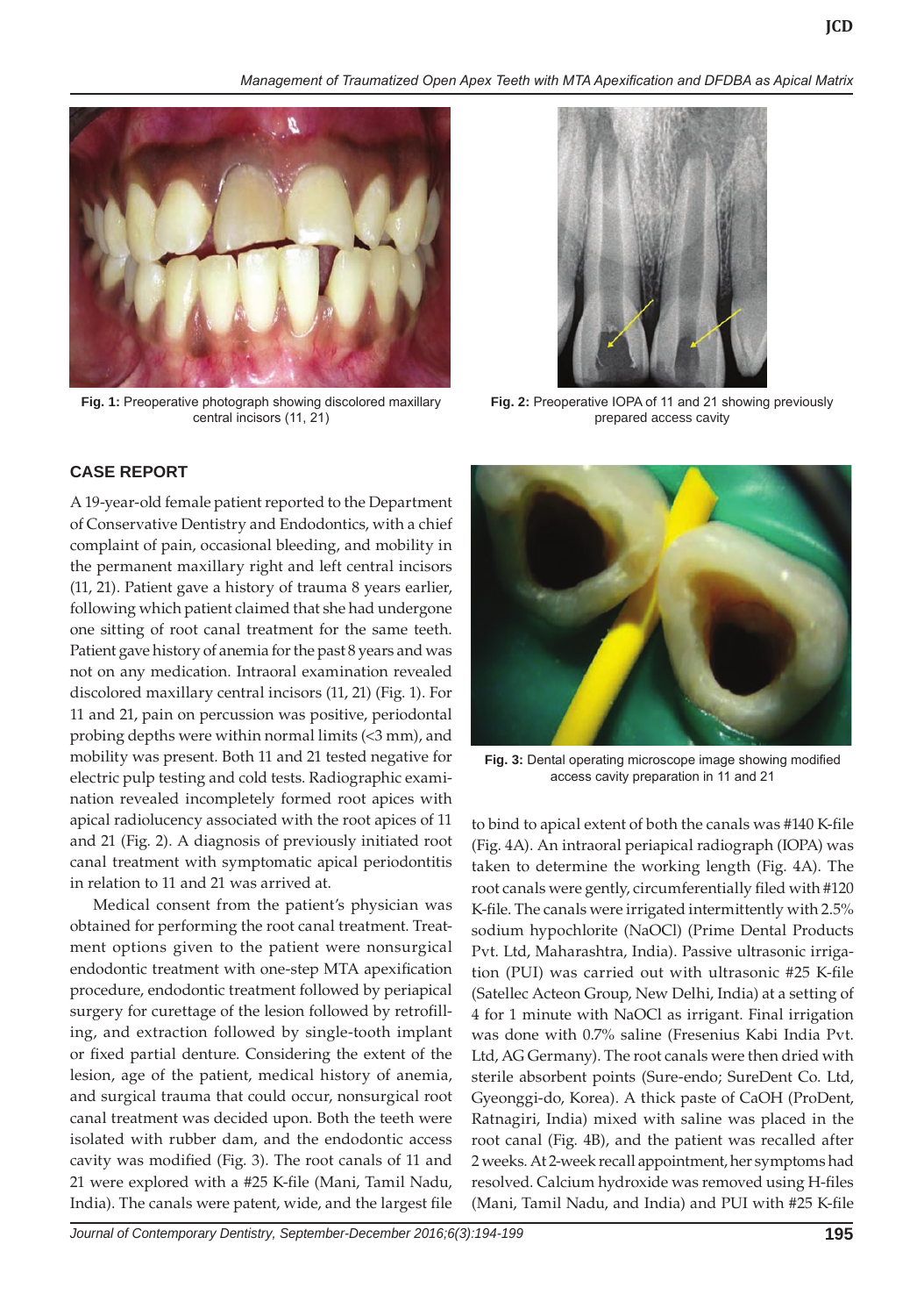Fig. 1: Preoperative photograph showing discolored maxillary central incisors (11, 21)

Fig. 2: Preoperative IOPA of 11 and 21 showing previously prepared access cavity

## CASE REPORT

A 19-year-old female patient reported to the Department of Conservative Dentistry and Endodontics, with a chief complaint of pain, occasional bleeding, and mobility in the permanent maxillary right and left central incisors (11, 21). Patient gave a history of trauma 8 years earlier, following which patient claimed that she had undergone one sitting of root canal treatment for the same teeth. Patient gave history of anemia for the past 8 years and was not on any medication. Intraoral examination revealed discolored maxillary central incisors (11, 21) (Fig. 1). For 11 and 21, pain on percussion was positive, periodontal probing depths were within normal limits (<3 mm), and mobility was present. Both 11 and 21 tested negative for electric pulp testing and cold tests. Radiographic examination revealed incompletely formed root apices with apical radiolucency associated with the root apices of 11 and 21 (Fig. 2). A diagnosis of previously initiated root canal treatment with symptomatic apical periodontitis in relation to 11 and 21 was arrived at.

Medical consent from the patient's physician was obtained for performing the root canal treatment. Treatment options given to the patient were nonsurgical endodontic treatment with one-step MTA apexification procedure, endodontic treatment followed by periapical surgery for curettage of the lesion followed by retrofilling, and extraction followed by single-tooth implant or fixed partial denture. Considering the extent of the lesion, age of the patient, medical history of anemia, and surgical trauma that could occur, nonsurgical root canal treatment was decided upon. Both the teeth were isolated with rubber dam, and the endodontic access cavity was modified (Fig. 3). The root canals of 11 and 21 were explored with a #25 K-file (Mani, Tamil Nadu, India). The canals were patent, wide, and the largest file to bind to apical extent of both the canals was #140 K-file (Fig. 4A). An intraoral periapical radiograph (IOPA) was taken to determine the working length (Fig. 4A). The root canals were gently, circumferentially filed with #120 K-file. The canals were irrigated intermittently with 2.5% sodium hypochlorite (NaOCl) (Prime Dental Products Pvt. Ltd, Maharashtra, India). Passive ultrasonic irrigation (PUI) was carried out with ultrasonic #25 K-file (Satellec Acteon Group, New Delhi, India) at a setting of 4 for 1 minute with NaOCl as irrigant. Final irrigation was done with 0.7% saline (Fresenius Kabi India Pvt. Ltd, AG Germany). The root canals were then dried with sterile absorbent points (Sure-endo; SureDent Co. Ltd, Gyeonggi-do, Korea). A thick paste of CaOH (ProDent, Ratnagiri, India) mixed with saline was placed in the root canal (Fig. 4B), and the patient was recalled after 2 weeks. At 2-week recall appointment, her symptoms had resolved. Calcium hydroxide was removed using H-files (Mani, Tamil Nadu, and India) and PUI with #25 K-file

Fig. 3: Dental operating microscope image showing modified access cavity preparation in 11 and 21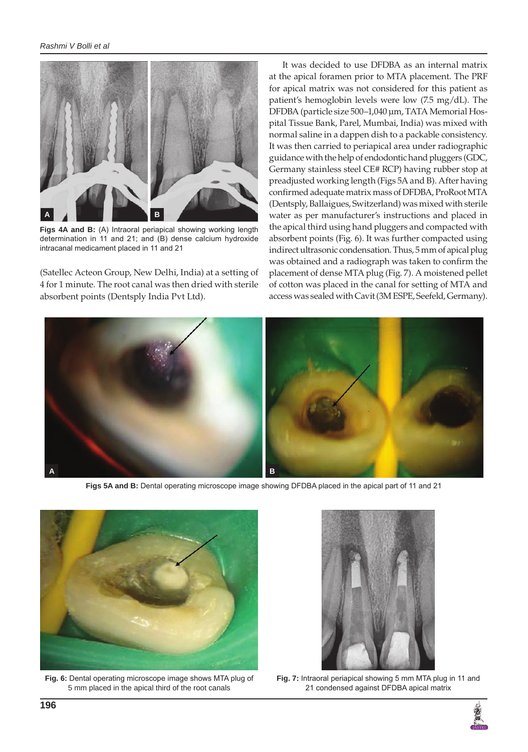Figs 4A and B: (A) Intraoral periapical showing working length determination in 11 and 21; and (B) dense calcium hydroxide intracanal medicament placed in 11 and 21

(Satellec Acteon Group, New Delhi, India) at a setting of 4 for 1 minute. The root canal was then dried with sterile absorbent points (Dentsply India Pvt Ltd).

It was decided to use DFDBA as an internal matrix at the apical foramen prior to MTA placement. The PRF for apical matrix was not considered for this patient as patient's hemoglobin levels were low (7.5 mg/dL). The DFDBA (particle size 500–1,040 µm, TATA Memorial Hospital Tissue Bank, Parel, Mumbai, India) was mixed with normal saline in a dappen dish to a packable consistency. It was then carried to periapical area under radiographic guidance with the help of endodontic hand pluggers (GDC, Germany stainless steel CE# RCP) having rubber stop at preadjusted working length (Figs 5A and B). After having confirmed adequate matrix mass of DFDBA, ProRoot MTA (Dentsply, Ballaigues, Switzerland) was mixed with sterile water as per manufacturer's instructions and placed in the apical third using hand pluggers and compacted with absorbent points (Fig. 6). It was further compacted using indirect ultrasonic condensation. Thus, 5 mm of apical plug was obtained and a radiograph was taken to confirm the placement of dense MTA plug (Fig. 7). A moistened pellet of cotton was placed in the canal for setting of MTA and access was sealed with Cavit (3M ESPE, Seefeld, Germany).

Figs 5A and B: Dental operating microscope image showing DFDBA placed in the apical part of 11 and 21

Fig. 6: Dental operating microscope image shows MTA plug of 5 mm placed in the apical third of the root canals

Fig. 7: Intraoral periapical showing 5 mm MTA plug in 11 and 21 condensed against DFDBA apical matrix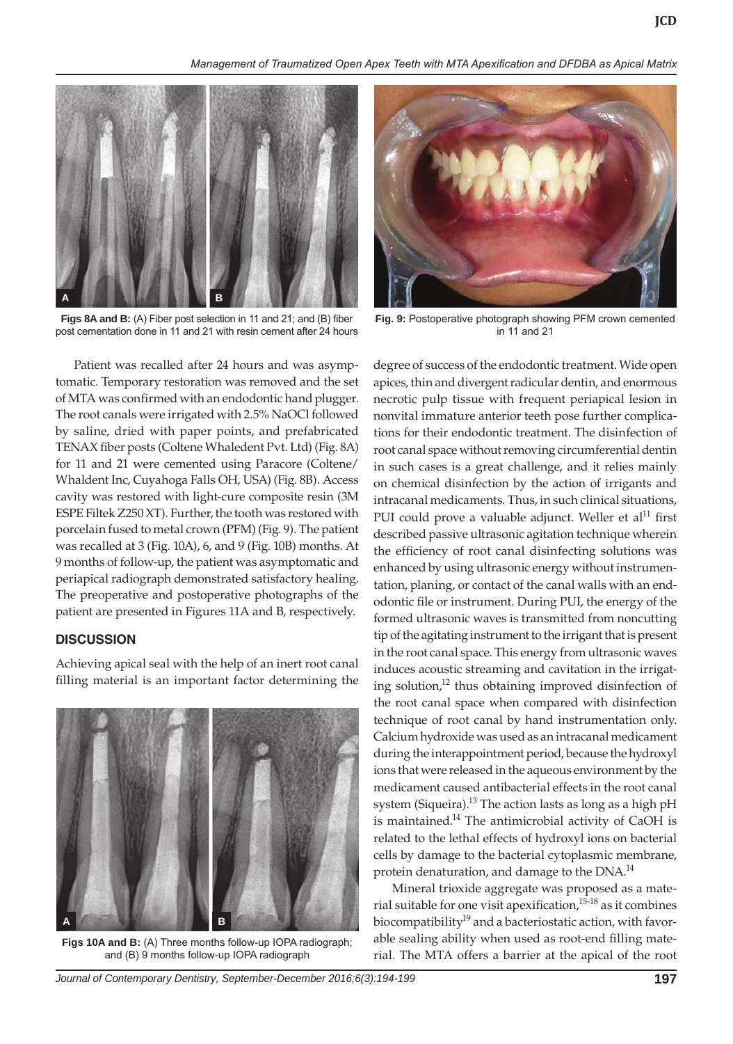Figs 8A and B: (A) Fiber post selection in 11 and 21; and (B) fiber post cementation done in 11 and 21 with resin cement after 24 hours

Fig. 9: Postoperative photograph showing PFM crown cemented in 11 and 21

Patient was recalled after 24 hours and was asymptomatic. Temporary restoration was removed and the set of MTA was confirmed with an endodontic hand plugger. The root canals were irrigated with 2.5% NaOCl followed by saline, dried with paper points, and prefabricated TENAX fiber posts (Coltene Whaledent Pvt. Ltd) (Fig. 8A) for 11 and 21 were cemented using Paracore (Coltene/Whaldent Inc, Cuyahoga Falls OH, USA) (Fig. 8B). Access cavity was restored with light-cure composite resin (3M ESPE Filtek Z250 XT). Further, the tooth was restored with porcelain fused to metal crown (PFM) (Fig. 9). The patient was recalled at 3 (Fig. 10A), 6, and 9 (Fig. 10B) months. At 9 months of follow-up, the patient was asymptomatic and periapical radiograph demonstrated satisfactory healing. The preoperative and postoperative photographs of the patient are presented in Figures 11A and B, respectively.

## DISCUSSION

Achieving apical seal with the help of an inert root canal filling material is an important factor determining the degree of success of the endodontic treatment. Wide open apices, thin and divergent radicular dentin, and enormous necrotic pulp tissue with frequent periapical lesion in nonvital immature anterior teeth pose further complications for their endodontic treatment. The disinfection of root canal space without removing circumferential dentin in such cases is a great challenge, and it relies mainly on chemical disinfection by the action of irrigants and intracanal medicaments. Thus, in such clinical situations, PUI could prove a valuable adjunct. Weller et al[11] first described passive ultrasonic agitation technique wherein the efficiency of root canal disinfecting solutions was enhanced by using ultrasonic energy without instrumentation, planing, or contact of the canal walls with an endodontic file or instrument. During PUI, the energy of the formed ultrasonic waves is transmitted from noncutting tip of the agitating instrument to the irrigant that is present in the root canal space. This energy from ultrasonic waves induces acoustic streaming and cavitation in the irrigating solution,[12] thus obtaining improved disinfection of the root canal space when compared with disinfection technique of root canal by hand instrumentation only. Calcium hydroxide was used as an intracanal medicament during the interappointment period, because the hydroxyl ions that were released in the aqueous environment by the medicament caused antibacterial effects in the root canal system (Siqueira).[13] The action lasts as long as a high pH is maintained.[14] The antimicrobial activity of CaOH is related to the lethal effects of hydroxyl ions on bacterial cells by damage to the bacterial cytoplasmic membrane, protein denaturation, and damage to the DNA.[14]

Figs 10A and B: (A) Three months follow-up IOPA radiograph; and (B) 9 months follow-up IOPA radiograph

Mineral trioxide aggregate was proposed as a material suitable for one visit apexification,[15-18] as it combines biocompatibility[19] and a bacteriostatic action, with favorable sealing ability when used as root-end filling material. The MTA offers a barrier at the apical of the root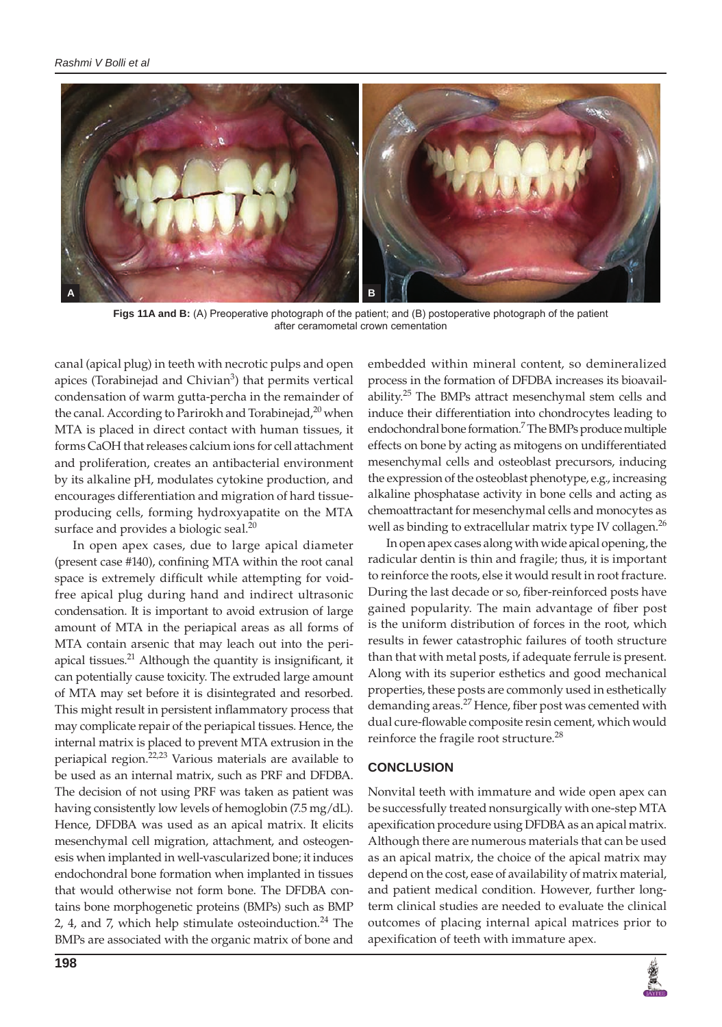**Figs 11A and B:** (A) Preoperative photograph of the patient; and (B) postoperative photograph of the patient after ceramometal crown cementation

canal (apical plug) in teeth with necrotic pulps and open apices (Torabinejad and Chivian[3]) that permits vertical condensation of warm gutta-percha in the remainder of the canal. According to Parirokh and Torabinejad,[20] when MTA is placed in direct contact with human tissues, it forms CaOH that releases calcium ions for cell attachment and proliferation, creates an antibacterial environment by its alkaline pH, modulates cytokine production, and encourages differentiation and migration of hard tissue-producing cells, forming hydroxyapatite on the MTA surface and provides a biologic seal.[20]

In open apex cases, due to large apical diameter (present case #140), confining MTA within the root canal space is extremely difficult while attempting for void-free apical plug during hand and indirect ultrasonic condensation. It is important to avoid extrusion of large amount of MTA in the periapical areas as all forms of MTA contain arsenic that may leach out into the periapical tissues.[21] Although the quantity is insignificant, it can potentially cause toxicity. The extruded large amount of MTA may set before it is disintegrated and resorbed. This might result in persistent inflammatory process that may complicate repair of the periapical tissues. Hence, the internal matrix is placed to prevent MTA extrusion in the periapical region.[22,23] Various materials are available to be used as an internal matrix, such as PRF and DFDBA. The decision of not using PRF was taken as patient was having consistently low levels of hemoglobin (7.5 mg/dL). Hence, DFDBA was used as an apical matrix. It elicits mesenchymal cell migration, attachment, and osteogenesis when implanted in well-vascularized bone; it induces endochondral bone formation when implanted in tissues that would otherwise not form bone. The DFDBA contains bone morphogenetic proteins (BMPs) such as BMP 2, 4, and 7, which help stimulate osteoinduction.[24] The BMPs are associated with the organic matrix of bone and embedded within mineral content, so demineralized process in the formation of DFDBA increases its bioavailability.[25] The BMPs attract mesenchymal stem cells and induce their differentiation into chondrocytes leading to endochondral bone formation.[7] The BMPs produce multiple effects on bone by acting as mitogens on undifferentiated mesenchymal cells and osteoblast precursors, inducing the expression of the osteoblast phenotype, e.g., increasing alkaline phosphatase activity in bone cells and acting as chemoattractant for mesenchymal cells and monocytes as well as binding to extracellular matrix type IV collagen.[26]

In open apex cases along with wide apical opening, the radicular dentin is thin and fragile; thus, it is important to reinforce the roots, else it would result in root fracture. During the last decade or so, fiber-reinforced posts have gained popularity. The main advantage of fiber post is the uniform distribution of forces in the root, which results in fewer catastrophic failures of tooth structure than that with metal posts, if adequate ferrule is present. Along with its superior esthetics and good mechanical properties, these posts are commonly used in esthetically demanding areas.[27] Hence, fiber post was cemented with dual cure-flowable composite resin cement, which would reinforce the fragile root structure.[28]

## CONCLUSION

Nonvital teeth with immature and wide open apex can be successfully treated nonsurgically with one-step MTA apexification procedure using DFDBA as an apical matrix. Although there are numerous materials that can be used as an apical matrix, the choice of the apical matrix may depend on the cost, ease of availability of matrix material, and patient medical condition. However, further long-term clinical studies are needed to evaluate the clinical outcomes of placing internal apical matrices prior to apexification of teeth with immature apex.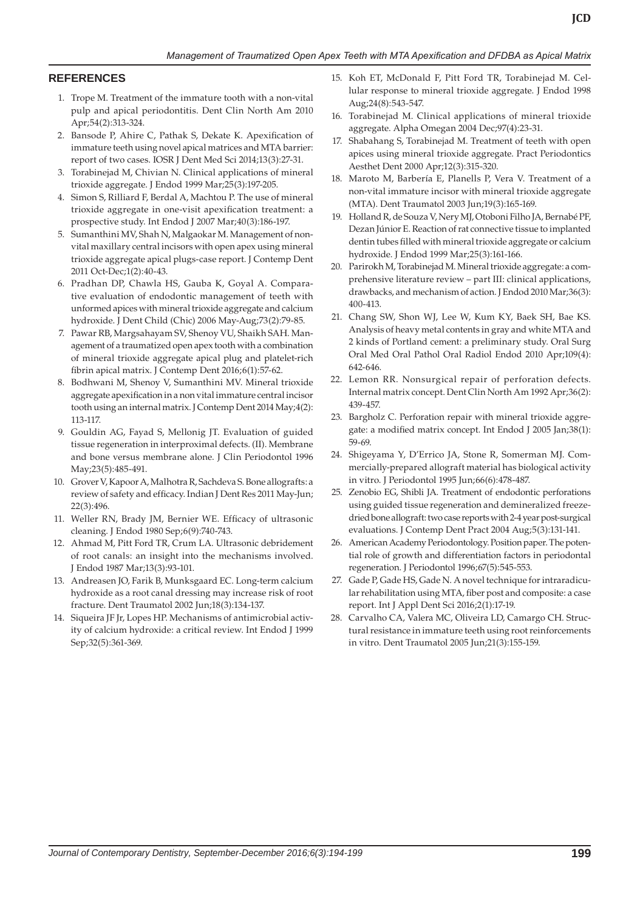## REFERENCES

1. Trope M. Treatment of the immature tooth with a non-vital pulp and apical periodontitis. Dent Clin North Am 2010 Apr;54(2):313-324.
2. Bansode P, Ahire C, Pathak S, Dekate K. Apexification of immature teeth using novel apical matrices and MTA barrier: report of two cases. IOSR J Dent Med Sci 2014;13(3):27-31.
3. Torabinejad M, Chivian N. Clinical applications of mineral trioxide aggregate. J Endod 1999 Mar;25(3):197-205.
4. Simon S, Rilliard F, Berdal A, Machtou P. The use of mineral trioxide aggregate in one-visit apexification treatment: a prospective study. Int Endod J 2007 Mar;40(3):186-197.
5. Sumanthini MV, Shah N, Malgaokar M. Management of non-vital maxillary central incisors with open apex using mineral trioxide aggregate apical plugs-case report. J Contemp Dent 2011 Oct-Dec;1(2):40-43.
6. Pradhan DP, Chawla HS, Gauba K, Goyal A. Comparative evaluation of endodontic management of teeth with unformed apices with mineral trioxide aggregate and calcium hydroxide. J Dent Child (Chic) 2006 May-Aug;73(2):79-85.
7. Pawar RB, Margsahayam SV, Shenoy VU, Shaikh SAH. Management of a traumatized open apex tooth with a combination of mineral trioxide aggregate apical plug and platelet-rich fibrin apical matrix. J Contemp Dent 2016;6(1):57-62.
8. Bodhwani M, Shenoy V, Sumanthini MV. Mineral trioxide aggregate apexification in a non vital immature central incisor tooth using an internal matrix. J Contemp Dent 2014 May;4(2): 113-117.
9. Gouldin AG, Fayad S, Mellonig JT. Evaluation of guided tissue regeneration in interproximal defects. (II). Membrane and bone versus membrane alone. J Clin Periodontol 1996 May;23(5):485-491.
10. Grover V, Kapoor A, Malhotra R, Sachdeva S. Bone allografts: a review of safety and efficacy. Indian J Dent Res 2011 May-Jun; 22(3):496.
11. Weller RN, Brady JM, Bernier WE. Efficacy of ultrasonic cleaning. J Endod 1980 Sep;6(9):740-743.
12. Ahmad M, Pitt Ford TR, Crum LA. Ultrasonic debridement of root canals: an insight into the mechanisms involved. J Endod 1987 Mar;13(3):93-101.
13. Andreasen JO, Farik B, Munksgaard EC. Long-term calcium hydroxide as a root canal dressing may increase risk of root fracture. Dent Traumatol 2002 Jun;18(3):134-137.
14. Siqueira JF Jr, Lopes HP. Mechanisms of antimicrobial activity of calcium hydroxide: a critical review. Int Endod J 1999 Sep;32(5):361-369.
15. Koh ET, McDonald F, Pitt Ford TR, Torabinejad M. Cellular response to mineral trioxide aggregate. J Endod 1998 Aug;24(8):543-547.
16. Torabinejad M. Clinical applications of mineral trioxide aggregate. Alpha Omegan 2004 Dec;97(4):23-31.
17. Shabahang S, Torabinejad M. Treatment of teeth with open apices using mineral trioxide aggregate. Pract Periodontics Aesthet Dent 2000 Apr;12(3):315-320.
18. Maroto M, Barbería E, Planells P, Vera V. Treatment of a non-vital immature incisor with mineral trioxide aggregate (MTA). Dent Traumatol 2003 Jun;19(3):165-169.
19. Holland R, de Souza V, Nery MJ, Otoboni Filho JA, Bernabé PF, Dezan Júnior E. Reaction of rat connective tissue to implanted dentin tubes filled with mineral trioxide aggregate or calcium hydroxide. J Endod 1999 Mar;25(3):161-166.
20. Parirokh M, Torabinejad M. Mineral trioxide aggregate: a comprehensive literature review – part III: clinical applications, drawbacks, and mechanism of action. J Endod 2010 Mar;36(3): 400-413.
21. Chang SW, Shon WJ, Lee W, Kum KY, Baek SH, Bae KS. Analysis of heavy metal contents in gray and white MTA and 2 kinds of Portland cement: a preliminary study. Oral Surg Oral Med Oral Pathol Oral Radiol Endod 2010 Apr;109(4): 642-646.
22. Lemon RR. Nonsurgical repair of perforation defects. Internal matrix concept. Dent Clin North Am 1992 Apr;36(2): 439-457.
23. Bargholz C. Perforation repair with mineral trioxide aggregate: a modified matrix concept. Int Endod J 2005 Jan;38(1): 59-69.
24. Shigeyama Y, D'Errico JA, Stone R, Somerman MJ. Commercially-prepared allograft material has biological activity in vitro. J Periodontol 1995 Jun;66(6):478-487.
25. Zenobio EG, Shibli JA. Treatment of endodontic perforations using guided tissue regeneration and demineralized freeze-dried bone allograft: two case reports with 2-4 year post-surgical evaluations. J Contemp Dent Pract 2004 Aug;5(3):131-141.
26. American Academy Periodontology. Position paper. The potential role of growth and differentiation factors in periodontal regeneration. J Periodontol 1996;67(5):545-553.
27. Gade P, Gade HS, Gade N. A novel technique for intraradicular rehabilitation using MTA, fiber post and composite: a case report. Int J Appl Dent Sci 2016;2(1):17-19.
28. Carvalho CA, Valera MC, Oliveira LD, Camargo CH. Structural resistance in immature teeth using root reinforcements in vitro. Dent Traumatol 2005 Jun;21(3):155-159.